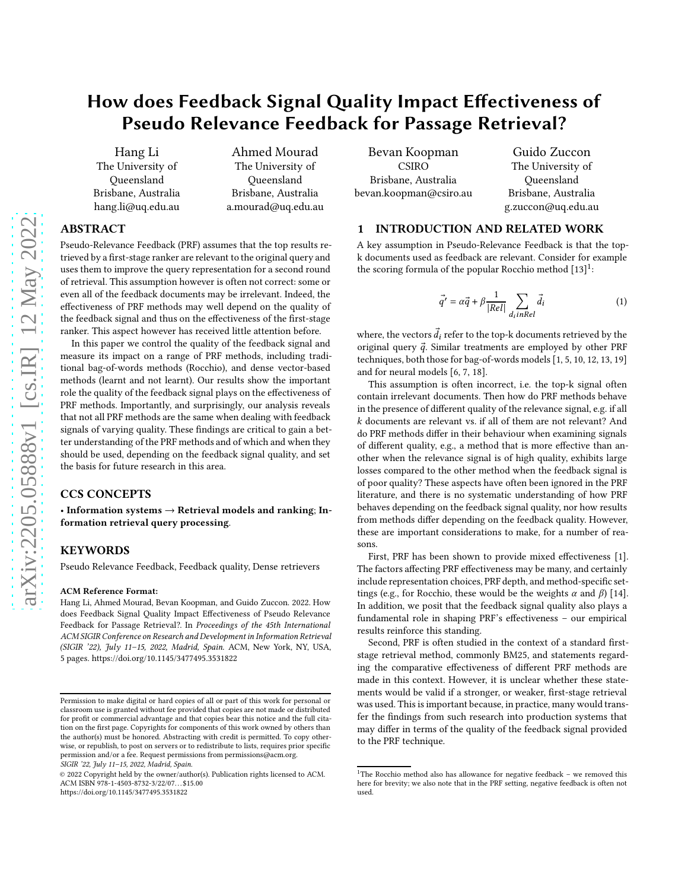# How does Feedback Signal Quality Impact Effectiveness of Pseudo Relevance Feedback for Passage Retrieval?

Hang Li
The University of Queensland
Brisbane, Australia
hang.li@uq.edu.au

Ahmed Mourad
The University of Queensland
Brisbane, Australia
a.mourad@uq.edu.au

Bevan Koopman
CSIRO
Brisbane, Australia
bevan.koopman@csiro.au

Guido Zuccon
The University of Queensland
Brisbane, Australia
g.zuccon@uq.edu.au

## ABSTRACT

Pseudo-Relevance Feedback (PRF) assumes that the top results retrieved by a first-stage ranker are relevant to the original query and uses them to improve the query representation for a second round of retrieval. This assumption however is often not correct: some or even all of the feedback documents may be irrelevant. Indeed, the effectiveness of PRF methods may well depend on the quality of the feedback signal and thus on the effectiveness of the first-stage ranker. This aspect however has received little attention before.

In this paper we control the quality of the feedback signal and measure its impact on a range of PRF methods, including traditional bag-of-words methods (Rocchio), and dense vector-based methods (learnt and not learnt). Our results show the important role the quality of the feedback signal plays on the effectiveness of PRF methods. Importantly, and surprisingly, our analysis reveals that not all PRF methods are the same when dealing with feedback signals of varying quality. These findings are critical to gain a better understanding of the PRF methods and of which and when they should be used, depending on the feedback signal quality, and set the basis for future research in this area.

## CCS CONCEPTS

• **Information systems → Retrieval models and ranking**; **Information retrieval query processing**.

## KEYWORDS

Pseudo Relevance Feedback, Feedback quality, Dense retrievers

**ACM Reference Format:**

Hang Li, Ahmed Mourad, Bevan Koopman, and Guido Zuccon. 2022. How does Feedback Signal Quality Impact Effectiveness of Pseudo Relevance Feedback for Passage Retrieval?. In *Proceedings of the 45th International ACM SIGIR Conference on Research and Development in Information Retrieval (SIGIR '22), July 11–15, 2022, Madrid, Spain.* ACM, New York, NY, USA, 5 pages. https://doi.org/10.1145/3477495.3531822

Permission to make digital or hard copies of all or part of this work for personal or classroom use is granted without fee provided that copies are not made or distributed for profit or commercial advantage and that copies bear this notice and the full citation on the first page. Copyrights for components of this work owned by others than the author(s) must be honored. Abstracting with credit is permitted. To copy otherwise, or republish, to post on servers or to redistribute to lists, requires prior specific permission and/or a fee. Request permissions from permissions@acm.org.
*SIGIR '22, July 11–15, 2022, Madrid, Spain.*
© 2022 Copyright held by the owner/author(s). Publication rights licensed to ACM.
ACM ISBN 978-1-4503-8732-3/22/07...$15.00
https://doi.org/10.1145/3477495.3531822

## 1 INTRODUCTION AND RELATED WORK

A key assumption in Pseudo-Relevance Feedback is that the top-k documents used as feedback are relevant. Consider for example the scoring formula of the popular Rocchio method [13][1]:

$$\vec{q'} = \alpha\vec{q} + \beta\frac{1}{|Rel|}\sum_{d_i inRel}\vec{d_i} \tag{1}$$

where, the vectors $\vec{d_i}$ refer to the top-k documents retrieved by the original query $\vec{q}$. Similar treatments are employed by other PRF techniques, both those for bag-of-words models [1, 5, 10, 12, 13, 19] and for neural models [6, 7, 18].

This assumption is often incorrect, i.e. the top-k signal often contain irrelevant documents. Then how do PRF methods behave in the presence of different quality of the relevance signal, e.g. if all $k$ documents are relevant vs. if all of them are not relevant? And do PRF methods differ in their behaviour when examining signals of different quality, e.g., a method that is more effective than another when the relevance signal is of high quality, exhibits large losses compared to the other method when the feedback signal is of poor quality? These aspects have often been ignored in the PRF literature, and there is no systematic understanding of how PRF behaves depending on the feedback signal quality, nor how results from methods differ depending on the feedback quality. However, these are important considerations to make, for a number of reasons.

First, PRF has been shown to provide mixed effectiveness [1]. The factors affecting PRF effectiveness may be many, and certainly include representation choices, PRF depth, and method-specific settings (e.g., for Rocchio, these would be the weights $\alpha$ and $\beta$) [14]. In addition, we posit that the feedback signal quality also plays a fundamental role in shaping PRF's effectiveness – our empirical results reinforce this standing.

Second, PRF is often studied in the context of a standard first-stage retrieval method, commonly BM25, and statements regarding the comparative effectiveness of different PRF methods are made in this context. However, it is unclear whether these statements would be valid if a stronger, or weaker, first-stage retrieval was used. This is important because, in practice, many would transfer the findings from such research into production systems that may differ in terms of the quality of the feedback signal provided to the PRF technique.

[1] The Rocchio method also has allowance for negative feedback – we removed this here for brevity; we also note that in the PRF setting, negative feedback is often not used.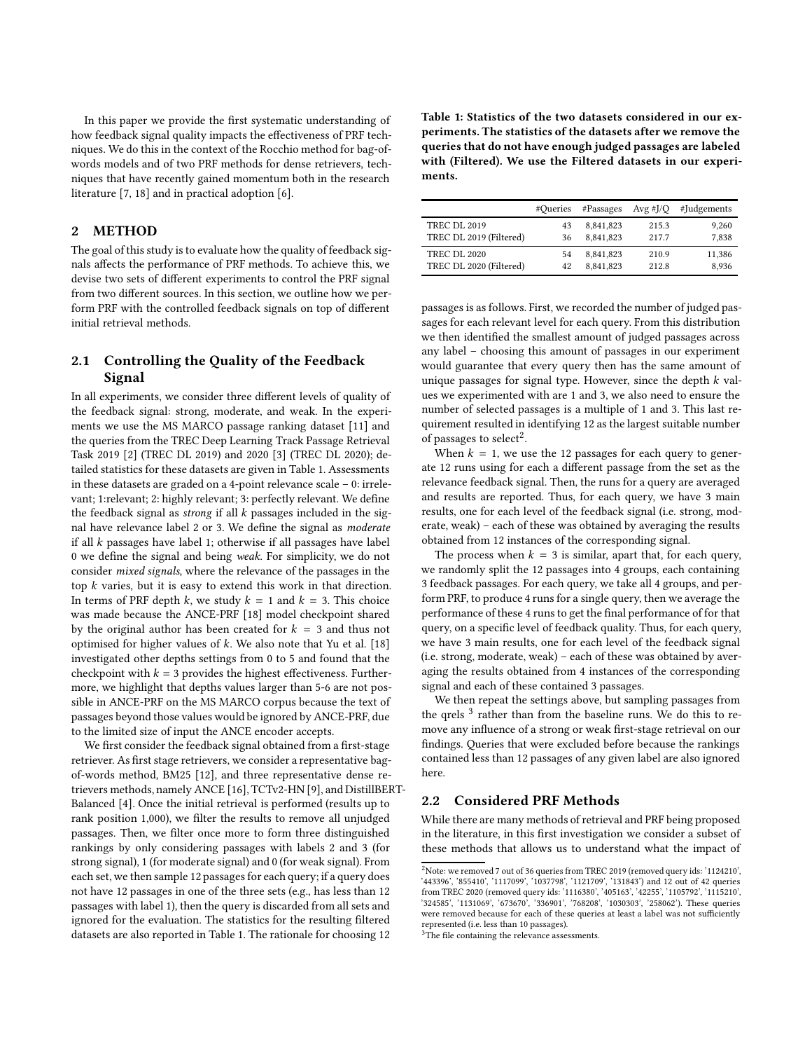In this paper we provide the first systematic understanding of how feedback signal quality impacts the effectiveness of PRF techniques. We do this in the context of the Rocchio method for bag-of-words models and of two PRF methods for dense retrievers, techniques that have recently gained momentum both in the research literature [7, 18] and in practical adoption [6].

## 2 METHOD

The goal of this study is to evaluate how the quality of feedback signals affects the performance of PRF methods. To achieve this, we devise two sets of different experiments to control the PRF signal from two different sources. In this section, we outline how we perform PRF with the controlled feedback signals on top of different initial retrieval methods.

### 2.1 Controlling the Quality of the Feedback Signal

In all experiments, we consider three different levels of quality of the feedback signal: strong, moderate, and weak. In the experiments we use the MS MARCO passage ranking dataset [11] and the queries from the TREC Deep Learning Track Passage Retrieval Task 2019 [2] (TREC DL 2019) and 2020 [3] (TREC DL 2020); detailed statistics for these datasets are given in Table 1. Assessments in these datasets are graded on a 4-point relevance scale – 0: irrelevant; 1:relevant; 2: highly relevant; 3: perfectly relevant. We define the feedback signal as *strong* if all $k$ passages included in the signal have relevance label 2 or 3. We define the signal as *moderate* if all $k$ passages have label 1; otherwise if all passages have label 0 we define the signal and being *weak*. For simplicity, we do not consider *mixed signals*, where the relevance of the passages in the top $k$ varies, but it is easy to extend this work in that direction. In terms of PRF depth $k$, we study $k = 1$ and $k = 3$. This choice was made because the ANCE-PRF [18] model checkpoint shared by the original author has been created for $k = 3$ and thus not optimised for higher values of $k$. We also note that Yu et al. [18] investigated other depths settings from 0 to 5 and found that the checkpoint with $k = 3$ provides the highest effectiveness. Furthermore, we highlight that depths values larger than 5-6 are not possible in ANCE-PRF on the MS MARCO corpus because the text of passages beyond those values would be ignored by ANCE-PRF, due to the limited size of input the ANCE encoder accepts.

We first consider the feedback signal obtained from a first-stage retriever. As first stage retrievers, we consider a representative bag-of-words method, BM25 [12], and three representative dense retrievers methods, namely ANCE [16], TCTv2-HN [9], and DistillBERT-Balanced [4]. Once the initial retrieval is performed (results up to rank position 1,000), we filter the results to remove all unjudged passages. Then, we filter once more to form three distinguished rankings by only considering passages with labels 2 and 3 (for strong signal), 1 (for moderate signal) and 0 (for weak signal). From each set, we then sample 12 passages for each query; if a query does not have 12 passages in one of the three sets (e.g., has less than 12 passages with label 1), then the query is discarded from all sets and ignored for the evaluation. The statistics for the resulting filtered datasets are also reported in Table 1. The rationale for choosing 12 passages is as follows. First, we recorded the number of judged passages for each relevant level for each query. From this distribution we then identified the smallest amount of judged passages across any label – choosing this amount of passages in our experiment would guarantee that every query then has the same amount of unique passages for signal type. However, since the depth $k$ values we experimented with are 1 and 3, we also need to ensure the number of selected passages is a multiple of 1 and 3. This last requirement resulted in identifying 12 as the largest suitable number of passages to select[2].

**Table 1: Statistics of the two datasets considered in our experiments. The statistics of the datasets after we remove the queries that do not have enough judged passages are labeled with (Filtered). We use the Filtered datasets in our experiments.**

| | #Queries | #Passages | Avg #J/Q | #Judgements |
|---|---|---|---|---|
| TREC DL 2019 | 43 | 8,841,823 | 215.3 | 9,260 |
| TREC DL 2019 (Filtered) | 36 | 8,841,823 | 217.7 | 7,838 |
| TREC DL 2020 | 54 | 8,841,823 | 210.9 | 11,386 |
| TREC DL 2020 (Filtered) | 42 | 8,841,823 | 212.8 | 8,936 |

When $k = 1$, we use the 12 passages for each query to generate 12 runs using for each a different passage from the set as the relevance feedback signal. Then, the runs for a query are averaged and results are reported. Thus, for each query, we have 3 main results, one for each level of the feedback signal (i.e. strong, moderate, weak) – each of these was obtained by averaging the results obtained from 12 instances of the corresponding signal.

The process when $k = 3$ is similar, apart that, for each query, we randomly split the 12 passages into 4 groups, each containing 3 feedback passages. For each query, we take all 4 groups, and perform PRF, to produce 4 runs for a single query, then we average the performance of these 4 runs to get the final performance of for that query, on a specific level of feedback quality. Thus, for each query, we have 3 main results, one for each level of the feedback signal (i.e. strong, moderate, weak) – each of these was obtained by averaging the results obtained from 4 instances of the corresponding signal and each of these contained 3 passages.

We then repeat the settings above, but sampling passages from the qrels [3] rather than from the baseline runs. We do this to remove any influence of a strong or weak first-stage retrieval on our findings. Queries that were excluded before because the rankings contained less than 12 passages of any given label are also ignored here.

### 2.2 Considered PRF Methods

While there are many methods of retrieval and PRF being proposed in the literature, in this first investigation we consider a subset of these methods that allows us to understand what the impact of

[2] Note: we removed 7 out of 36 queries from TREC 2019 (removed query ids: '1124210', '443396', '855410', '1117099', '1037798', '1121709', '131843') and 12 out of 42 queries from TREC 2020 (removed query ids: '1116380', '405163', '42255', '1105792', '1115210', '324585', '1131069', '673670', '336901', '768208', '1030303', '258062'). These queries were removed because for each of these queries at least a label was not sufficiently represented (i.e. less than 10 passages).

[3] The file containing the relevance assessments.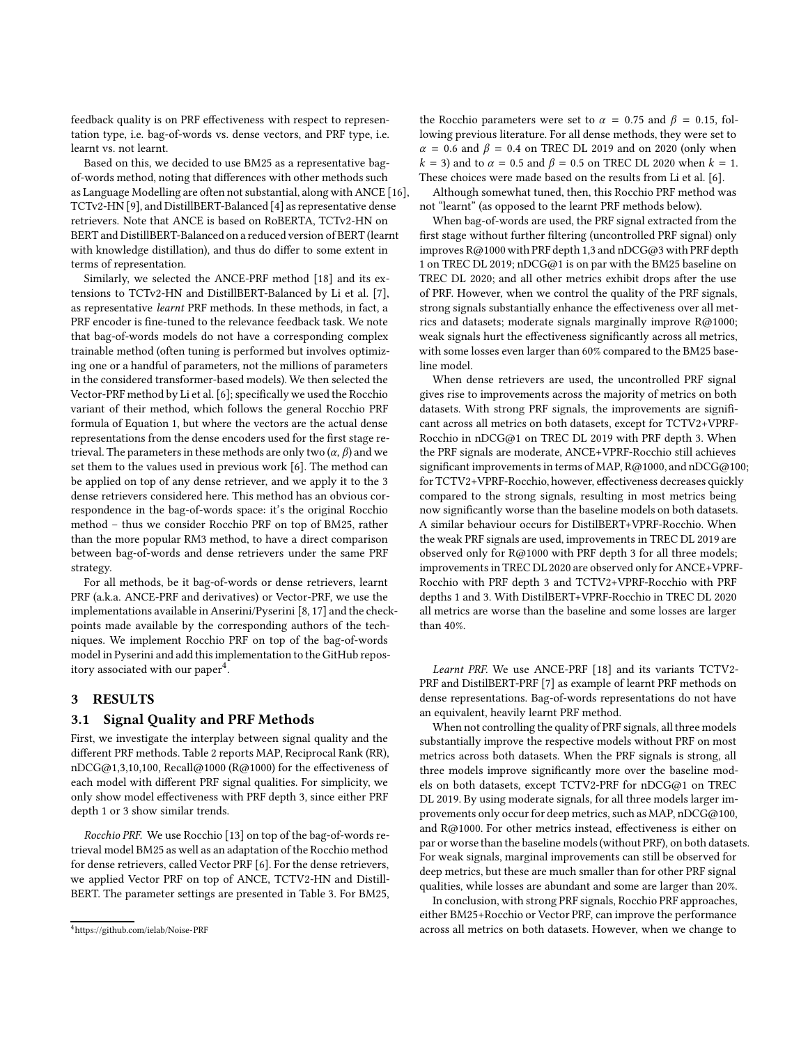feedback quality is on PRF effectiveness with respect to representation type, i.e. bag-of-words vs. dense vectors, and PRF type, i.e. learnt vs. not learnt.

Based on this, we decided to use BM25 as a representative bag-of-words method, noting that differences with other methods such as Language Modelling are often not substantial, along with ANCE [16], TCTv2-HN [9], and DistillBERT-Balanced [4] as representative dense retrievers. Note that ANCE is based on RoBERTA, TCTv2-HN on BERT and DistillBERT-Balanced on a reduced version of BERT (learnt with knowledge distillation), and thus do differ to some extent in terms of representation.

Similarly, we selected the ANCE-PRF method [18] and its extensions to TCTv2-HN and DistillBERT-Balanced by Li et al. [7], as representative *learnt* PRF methods. In these methods, in fact, a PRF encoder is fine-tuned to the relevance feedback task. We note that bag-of-words models do not have a corresponding complex trainable method (often tuning is performed but involves optimizing one or a handful of parameters, not the millions of parameters in the considered transformer-based models). We then selected the Vector-PRF method by Li et al. [6]; specifically we used the Rocchio variant of their method, which follows the general Rocchio PRF formula of Equation 1, but where the vectors are the actual dense representations from the dense encoders used for the first stage retrieval. The parameters in these methods are only two ($\alpha$, $\beta$) and we set them to the values used in previous work [6]. The method can be applied on top of any dense retriever, and we apply it to the 3 dense retrievers considered here. This method has an obvious correspondence in the bag-of-words space: it's the original Rocchio method – thus we consider Rocchio PRF on top of BM25, rather than the more popular RM3 method, to have a direct comparison between bag-of-words and dense retrievers under the same PRF strategy.

For all methods, be it bag-of-words or dense retrievers, learnt PRF (a.k.a. ANCE-PRF and derivatives) or Vector-PRF, we use the implementations available in Anserini/Pyserini [8, 17] and the checkpoints made available by the corresponding authors of the techniques. We implement Rocchio PRF on top of the bag-of-words model in Pyserini and add this implementation to the GitHub repository associated with our paper[4].

## 3 RESULTS

### 3.1 Signal Quality and PRF Methods

First, we investigate the interplay between signal quality and the different PRF methods. Table 2 reports MAP, Reciprocal Rank (RR), nDCG@1,3,10,100, Recall@1000 (R@1000) for the effectiveness of each model with different PRF signal qualities. For simplicity, we only show model effectiveness with PRF depth 3, since either PRF depth 1 or 3 show similar trends.

*Rocchio PRF.* We use Rocchio [13] on top of the bag-of-words retrieval model BM25 as well as an adaptation of the Rocchio method for dense retrievers, called Vector PRF [6]. For the dense retrievers, we applied Vector PRF on top of ANCE, TCTV2-HN and DistillBERT. The parameter settings are presented in Table 3. For BM25, the Rocchio parameters were set to $\alpha = 0.75$ and $\beta = 0.15$, following previous literature. For all dense methods, they were set to $\alpha = 0.6$ and $\beta = 0.4$ on TREC DL 2019 and on 2020 (only when $k = 3$) and to $\alpha = 0.5$ and $\beta = 0.5$ on TREC DL 2020 when $k = 1$. These choices were made based on the results from Li et al. [6].

Although somewhat tuned, then, this Rocchio PRF method was not "learnt" (as opposed to the learnt PRF methods below).

When bag-of-words are used, the PRF signal extracted from the first stage without further filtering (uncontrolled PRF signal) only improves R@1000 with PRF depth 1,3 and nDCG@3 with PRF depth 1 on TREC DL 2019; nDCG@1 is on par with the BM25 baseline on TREC DL 2020; and all other metrics exhibit drops after the use of PRF. However, when we control the quality of the PRF signals, strong signals substantially enhance the effectiveness over all metrics and datasets; moderate signals marginally improve R@1000; weak signals hurt the effectiveness significantly across all metrics, with some losses even larger than 60% compared to the BM25 baseline model.

When dense retrievers are used, the uncontrolled PRF signal gives rise to improvements across the majority of metrics on both datasets. With strong PRF signals, the improvements are significant across all metrics on both datasets, except for TCTV2+VPRF-Rocchio in nDCG@1 on TREC DL 2019 with PRF depth 3. When the PRF signals are moderate, ANCE+VPRF-Rocchio still achieves significant improvements in terms of MAP, R@1000, and nDCG@100; for TCTV2+VPRF-Rocchio, however, effectiveness decreases quickly compared to the strong signals, resulting in most metrics being now significantly worse than the baseline models on both datasets. A similar behaviour occurs for DistilBERT+VPRF-Rocchio. When the weak PRF signals are used, improvements in TREC DL 2019 are observed only for R@1000 with PRF depth 3 for all three models; improvements in TREC DL 2020 are observed only for ANCE+VPRF-Rocchio with PRF depth 3 and TCTV2+VPRF-Rocchio with PRF depths 1 and 3. With DistilBERT+VPRF-Rocchio in TREC DL 2020 all metrics are worse than the baseline and some losses are larger than 40%.

*Learnt PRF.* We use ANCE-PRF [18] and its variants TCTV2-PRF and DistilBERT-PRF [7] as example of learnt PRF methods on dense representations. Bag-of-words representations do not have an equivalent, heavily learnt PRF method.

When not controlling the quality of PRF signals, all three models substantially improve the respective models without PRF on most metrics across both datasets. When the PRF signals is strong, all three models improve significantly more over the baseline models on both datasets, except TCTV2-PRF for nDCG@1 on TREC DL 2019. By using moderate signals, for all three models larger improvements only occur for deep metrics, such as MAP, nDCG@100, and R@1000. For other metrics instead, effectiveness is either on par or worse than the baseline models (without PRF), on both datasets. For weak signals, marginal improvements can still be observed for deep metrics, but these are much smaller than for other PRF signal qualities, while losses are abundant and some are larger than 20%.

In conclusion, with strong PRF signals, Rocchio PRF approaches, either BM25+Rocchio or Vector PRF, can improve the performance across all metrics on both datasets. However, when we change to

[4] https://github.com/ielab/Noise-PRF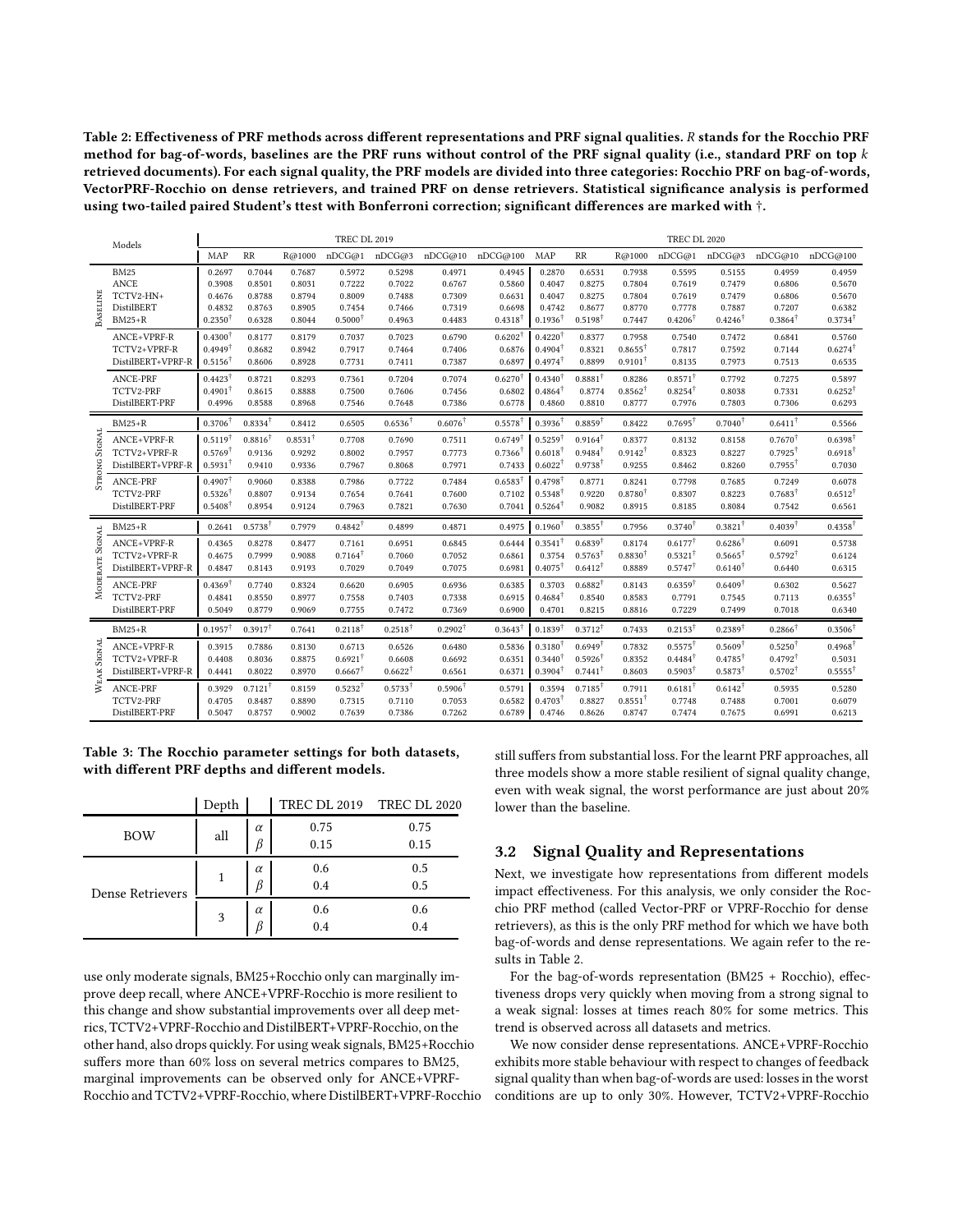Table 2: Effectiveness of PRF methods across different representations and PRF signal qualities. *R* stands for the Rocchio PRF method for bag-of-words, baselines are the PRF runs without control of the PRF signal quality (i.e., standard PRF on top *k* retrieved documents). For each signal quality, the PRF models are divided into three categories: Rocchio PRF on bag-of-words, VectorPRF-Rocchio on dense retrievers, and trained PRF on dense retrievers. Statistical significance analysis is performed using two-tailed paired Student's ttest with Bonferroni correction; significant differences are marked with †.

| | Models | TREC DL 2019 | | | | | | | TREC DL 2020 | | | | | | |
|---|---|---|---|---|---|---|---|---|---|---|---|---|---|---|---|
| | | MAP | RR | R@1000 | nDCG@1 | nDCG@3 | nDCG@10 | nDCG@100 | MAP | RR | R@1000 | nDCG@1 | nDCG@3 | nDCG@10 | nDCG@100 |
| Baseline | BM25 | 0.2697 | 0.7044 | 0.7687 | 0.5972 | 0.5298 | 0.4971 | 0.4945 | 0.2870 | 0.6531 | 0.7938 | 0.5595 | 0.5155 | 0.4959 | 0.4959 |
| | ANCE | 0.3908 | 0.8501 | 0.8031 | 0.7222 | 0.7022 | 0.6767 | 0.5860 | 0.4047 | 0.8275 | 0.7804 | 0.7619 | 0.7479 | 0.6806 | 0.5670 |
| | TCTV2-HN+ | 0.4676 | 0.8788 | 0.8794 | 0.8009 | 0.7488 | 0.7309 | 0.6631 | 0.4047 | 0.8275 | 0.7804 | 0.7619 | 0.7479 | 0.6806 | 0.5670 |
| | DistilBERT | 0.4832 | 0.8763 | 0.8905 | 0.7454 | 0.7466 | 0.7319 | 0.6698 | 0.4742 | 0.8677 | 0.8770 | 0.7778 | 0.7887 | 0.7207 | 0.6382 |
| | BM25+R | 0.2350† | 0.6328 | 0.8044 | 0.5000† | 0.4963 | 0.4483 | 0.4318† | 0.1936† | 0.5198† | 0.7447 | 0.4206† | 0.4246† | 0.3864† | 0.3734† |
| | ANCE+VPRF-R | 0.4300† | 0.8177 | 0.8179 | 0.7037 | 0.7023 | 0.6790 | 0.6202† | 0.4220† | 0.8377 | 0.7958 | 0.7540 | 0.7472 | 0.6841 | 0.5760 |
| | TCTV2+VPRF-R | 0.4949† | 0.8682 | 0.8942 | 0.7917 | 0.7464 | 0.7406 | 0.6876 | 0.4904† | 0.8321 | 0.8655† | 0.7817 | 0.7592 | 0.7144 | 0.6274† |
| | DistilBERT+VPRF-R | 0.5156† | 0.8606 | 0.8928 | 0.7731 | 0.7411 | 0.7387 | 0.6897 | 0.4974† | 0.8899 | 0.9101† | 0.8135 | 0.7973 | 0.7513 | 0.6535 |
| | ANCE-PRF | 0.4423† | 0.8721 | 0.8293 | 0.7361 | 0.7204 | 0.7074 | 0.6270† | 0.4340† | 0.8881† | 0.8286 | 0.8571† | 0.7792 | 0.7275 | 0.5897 |
| | TCTV2-PRF | 0.4901† | 0.8615 | 0.8888 | 0.7500 | 0.7606 | 0.7456 | 0.6802 | 0.4864† | 0.8774 | 0.8562† | 0.8254† | 0.8038 | 0.7331 | 0.6252† |
| | DistilBERT-PRF | 0.4996 | 0.8588 | 0.8968 | 0.7546 | 0.7648 | 0.7386 | 0.6778 | 0.4860 | 0.8810 | 0.8777 | 0.7976 | 0.7803 | 0.7306 | 0.6293 |
| Strong Signal | BM25+R | 0.3706† | 0.8334† | 0.8412 | 0.6505 | 0.6536† | 0.6076† | 0.5578† | 0.3936† | 0.8859† | 0.8422 | 0.7695† | 0.7040† | 0.6411† | 0.5566 |
| | ANCE+VPRF-R | 0.5119† | 0.8816† | 0.8531† | 0.7708 | 0.7690 | 0.7511 | 0.6749† | 0.5259† | 0.9164† | 0.8377 | 0.8132 | 0.8158 | 0.7670† | 0.6398† |
| | TCTV2+VPRF-R | 0.5769† | 0.9136 | 0.9292 | 0.8002 | 0.7957 | 0.7773 | 0.7366† | 0.6018† | 0.9484† | 0.9142† | 0.8323 | 0.8227 | 0.7925† | 0.6918† |
| | DistilBERT+VPRF-R | 0.5931† | 0.9410 | 0.9336 | 0.7967 | 0.8068 | 0.7971 | 0.7433 | 0.6022† | 0.9738† | 0.9255 | 0.8462 | 0.8260 | 0.7955† | 0.7030 |
| | ANCE-PRF | 0.4907† | 0.9060 | 0.8388 | 0.7986 | 0.7722 | 0.7484 | 0.6583† | 0.4798† | 0.8771 | 0.8241 | 0.7798 | 0.7685 | 0.7249 | 0.6078 |
| | TCTV2-PRF | 0.5326† | 0.8807 | 0.9134 | 0.7654 | 0.7641 | 0.7600 | 0.7102 | 0.5348† | 0.9220 | 0.8780† | 0.8307 | 0.8223 | 0.7683† | 0.6512† |
| | DistilBERT-PRF | 0.5408† | 0.8954 | 0.9124 | 0.7963 | 0.7821 | 0.7630 | 0.7041 | 0.5264† | 0.9082 | 0.8915 | 0.8185 | 0.8084 | 0.7542 | 0.6561 |
| Moderate Signal | BM25+R | 0.2641 | 0.5738† | 0.7979 | 0.4842† | 0.4899 | 0.4871 | 0.4975 | 0.1960† | 0.3855† | 0.7956 | 0.3740† | 0.3821† | 0.4039† | 0.4358† |
| | ANCE+VPRF-R | 0.4365 | 0.8278 | 0.8477 | 0.7161 | 0.6951 | 0.6845 | 0.6444 | 0.3541† | 0.6839† | 0.8174 | 0.6177† | 0.6286† | 0.6091 | 0.5738 |
| | TCTV2+VPRF-R | 0.4675 | 0.7999 | 0.9088 | 0.7164† | 0.7060 | 0.7052 | 0.6861 | 0.3754 | 0.5763† | 0.8830† | 0.5321† | 0.5665† | 0.5792† | 0.6124 |
| | DistilBERT+VPRF-R | 0.4847 | 0.8143 | 0.9193 | 0.7029 | 0.7049 | 0.7075 | 0.6981 | 0.4075† | 0.6412† | 0.8889 | 0.5747† | 0.6140† | 0.6440 | 0.6315 |
| | ANCE-PRF | 0.4369† | 0.7740 | 0.8324 | 0.6620 | 0.6905 | 0.6936 | 0.6385 | 0.3703 | 0.6882† | 0.8143 | 0.6359† | 0.6409† | 0.6302 | 0.5627 |
| | TCTV2-PRF | 0.4841 | 0.8550 | 0.8977 | 0.7558 | 0.7403 | 0.7338 | 0.6915 | 0.4684† | 0.8540 | 0.8583 | 0.7791 | 0.7545 | 0.7113 | 0.6355† |
| | DistilBERT-PRF | 0.5049 | 0.8779 | 0.9069 | 0.7755 | 0.7472 | 0.7369 | 0.6900 | 0.4701 | 0.8215 | 0.8816 | 0.7229 | 0.7499 | 0.7018 | 0.6340 |
| Weak Signal | BM25+R | 0.1957† | 0.3917† | 0.7641 | 0.2118† | 0.2518† | 0.2902† | 0.3643† | 0.1839† | 0.3712† | 0.7433 | 0.2153† | 0.2389† | 0.2866† | 0.3506† |
| | ANCE+VPRF-R | 0.3915 | 0.7886 | 0.8130 | 0.6713 | 0.6526 | 0.6480 | 0.5836 | 0.3180† | 0.6949† | 0.7832 | 0.5575† | 0.5609† | 0.5250† | 0.4968† |
| | TCTV2+VPRF-R | 0.4408 | 0.8036 | 0.8875 | 0.6921† | 0.6608 | 0.6692 | 0.6351 | 0.3440† | 0.5926† | 0.8352 | 0.4484† | 0.4785† | 0.4792† | 0.5031 |
| | DistilBERT+VPRF-R | 0.4441 | 0.8022 | 0.8970 | 0.6667† | 0.6622† | 0.6561 | 0.6371 | 0.3904† | 0.7441† | 0.8603 | 0.5903† | 0.5873† | 0.5702† | 0.5555† |
| | ANCE-PRF | 0.3929 | 0.7121† | 0.8159 | 0.5232† | 0.5733† | 0.5906† | 0.5791 | 0.3594 | 0.7185† | 0.7911 | 0.6181† | 0.6142† | 0.5935 | 0.5280 |
| | TCTV2-PRF | 0.4705 | 0.8487 | 0.8890 | 0.7315 | 0.7110 | 0.7053 | 0.6582 | 0.4703† | 0.8827 | 0.8551† | 0.7748 | 0.7488 | 0.7001 | 0.6079 |
| | DistilBERT-PRF | 0.5047 | 0.8757 | 0.9002 | 0.7639 | 0.7386 | 0.7262 | 0.6789 | 0.4746 | 0.8626 | 0.8747 | 0.7474 | 0.7675 | 0.6991 | 0.6213 |

Table 3: The Rocchio parameter settings for both datasets, with different PRF depths and different models.

| | Depth | | TREC DL 2019 | TREC DL 2020 |
|---|---|---|---|---|
| BOW | all | $\alpha$ | 0.75 | 0.75 |
| | | $\beta$ | 0.15 | 0.15 |
| Dense Retrievers | 1 | $\alpha$ | 0.6 | 0.5 |
| | | $\beta$ | 0.4 | 0.5 |
| | 3 | $\alpha$ | 0.6 | 0.6 |
| | | $\beta$ | 0.4 | 0.4 |

use only moderate signals, BM25+Rocchio only can marginally improve deep recall, where ANCE+VPRF-Rocchio is more resilient to this change and show substantial improvements over all deep metrics, TCTV2+VPRF-Rocchio and DistilBERT+VPRF-Rocchio, on the other hand, also drops quickly. For using weak signals, BM25+Rocchio suffers more than 60% loss on several metrics compares to BM25, marginal improvements can be observed only for ANCE+VPRF-Rocchio and TCTV2+VPRF-Rocchio, where DistilBERT+VPRF-Rocchio still suffers from substantial loss. For the learnt PRF approaches, all three models show a more stable resilient of signal quality change, even with weak signal, the worst performance are just about 20% lower than the baseline.

### 3.2 Signal Quality and Representations

Next, we investigate how representations from different models impact effectiveness. For this analysis, we only consider the Rocchio PRF method (called Vector-PRF or VPRF-Rocchio for dense retrievers), as this is the only PRF method for which we have both bag-of-words and dense representations. We again refer to the results in Table 2.

For the bag-of-words representation (BM25 + Rocchio), effectiveness drops very quickly when moving from a strong signal to a weak signal: losses at times reach 80% for some metrics. This trend is observed across all datasets and metrics.

We now consider dense representations. ANCE+VPRF-Rocchio exhibits more stable behaviour with respect to changes of feedback signal quality than when bag-of-words are used: losses in the worst conditions are up to only 30%. However, TCTV2+VPRF-Rocchio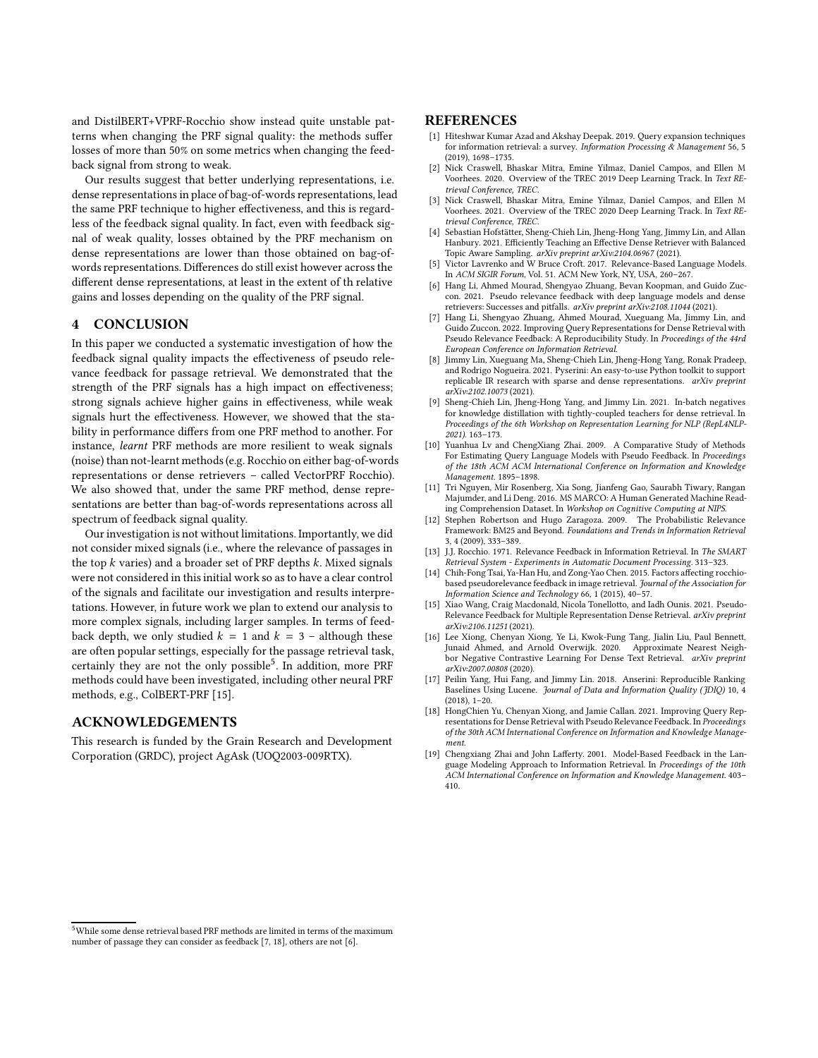and DistilBERT+VPRF-Rocchio show instead quite unstable patterns when changing the PRF signal quality: the methods suffer losses of more than 50% on some metrics when changing the feedback signal from strong to weak.

Our results suggest that better underlying representations, i.e. dense representations in place of bag-of-words representations, lead the same PRF technique to higher effectiveness, and this is regardless of the feedback signal quality. In fact, even with feedback signal of weak quality, losses obtained by the PRF mechanism on dense representations are lower than those obtained on bag-of-words representations. Differences do still exist however across the different dense representations, at least in the extent of th relative gains and losses depending on the quality of the PRF signal.

## 4 CONCLUSION

In this paper we conducted a systematic investigation of how the feedback signal quality impacts the effectiveness of pseudo relevance feedback for passage retrieval. We demonstrated that the strength of the PRF signals has a high impact on effectiveness; strong signals achieve higher gains in effectiveness, while weak signals hurt the effectiveness. However, we showed that the stability in performance differs from one PRF method to another. For instance, *learnt* PRF methods are more resilient to weak signals (noise) than not-learnt methods (e.g. Rocchio on either bag-of-words representations or dense retrievers – called VectorPRF Rocchio). We also showed that, under the same PRF method, dense representations are better than bag-of-words representations across all spectrum of feedback signal quality.

Our investigation is not without limitations. Importantly, we did not consider mixed signals (i.e., where the relevance of passages in the top $k$ varies) and a broader set of PRF depths $k$. Mixed signals were not considered in this initial work so as to have a clear control of the signals and facilitate our investigation and results interpretations. However, in future work we plan to extend our analysis to more complex signals, including larger samples. In terms of feedback depth, we only studied $k = 1$ and $k = 3$ – although these are often popular settings, especially for the passage retrieval task, certainly they are not the only possible[5]. In addition, more PRF methods could have been investigated, including other neural PRF methods, e.g., ColBERT-PRF [15].

## ACKNOWLEDGEMENTS

This research is funded by the Grain Research and Development Corporation (GRDC), project AgAsk (UOQ2003-009RTX).

## REFERENCES

[1] Hiteshwar Kumar Azad and Akshay Deepak. 2019. Query expansion techniques for information retrieval: a survey. *Information Processing & Management* 56, 5 (2019), 1698–1735.

[2] Nick Craswell, Bhaskar Mitra, Emine Yilmaz, Daniel Campos, and Ellen M Voorhees. 2020. Overview of the TREC 2019 Deep Learning Track. In *Text REtrieval Conference, TREC*.

[3] Nick Craswell, Bhaskar Mitra, Emine Yilmaz, Daniel Campos, and Ellen M Voorhees. 2021. Overview of the TREC 2020 Deep Learning Track. In *Text REtrieval Conference, TREC*.

[4] Sebastian Hofstätter, Sheng-Chieh Lin, Jheng-Hong Yang, Jimmy Lin, and Allan Hanbury. 2021. Efficiently Teaching an Effective Dense Retriever with Balanced Topic Aware Sampling. *arXiv preprint arXiv:2104.06967* (2021).

[5] Victor Lavrenko and W Bruce Croft. 2017. Relevance-Based Language Models. In *ACM SIGIR Forum*, Vol. 51. ACM New York, NY, USA, 260–267.

[6] Hang Li, Ahmed Mourad, Shengyao Zhuang, Bevan Koopman, and Guido Zuccon. 2021. Pseudo relevance feedback with deep language models and dense retrievers: Successes and pitfalls. *arXiv preprint arXiv:2108.11044* (2021).

[7] Hang Li, Shengyao Zhuang, Ahmed Mourad, Xueguang Ma, Jimmy Lin, and Guido Zuccon. 2022. Improving Query Representations for Dense Retrieval with Pseudo Relevance Feedback: A Reproducibility Study. In *Proceedings of the 44rd European Conference on Information Retrieval*.

[8] Jimmy Lin, Xueguang Ma, Sheng-Chieh Lin, Jheng-Hong Yang, Ronak Pradeep, and Rodrigo Nogueira. 2021. Pyserini: An easy-to-use Python toolkit to support replicable IR research with sparse and dense representations. *arXiv preprint arXiv:2102.10073* (2021).

[9] Sheng-Chieh Lin, Jheng-Hong Yang, and Jimmy Lin. 2021. In-batch negatives for knowledge distillation with tightly-coupled teachers for dense retrieval. In *Proceedings of the 6th Workshop on Representation Learning for NLP (RepL4NLP-2021)*. 163–173.

[10] Yuanhua Lv and ChengXiang Zhai. 2009. A Comparative Study of Methods For Estimating Query Language Models with Pseudo Feedback. In *Proceedings of the 18th ACM ACM International Conference on Information and Knowledge Management*. 1895–1898.

[11] Tri Nguyen, Mir Rosenberg, Xia Song, Jianfeng Gao, Saurabh Tiwary, Rangan Majumder, and Li Deng. 2016. MS MARCO: A Human Generated Machine Reading Comprehension Dataset. In *Workshop on Cognitive Computing at NIPS*.

[12] Stephen Robertson and Hugo Zaragoza. 2009. The Probabilistic Relevance Framework: BM25 and Beyond. *Foundations and Trends in Information Retrieval* 3, 4 (2009), 333–389.

[13] J.J. Rocchio. 1971. Relevance Feedback in Information Retrieval. In *The SMART Retrieval System - Experiments in Automatic Document Processing*. 313–323.

[14] Chih-Fong Tsai, Ya-Han Hu, and Zong-Yao Chen. 2015. Factors affecting rocchio-based pseudorelevance feedback in image retrieval. *Journal of the Association for Information Science and Technology* 66, 1 (2015), 40–57.

[15] Xiao Wang, Craig Macdonald, Nicola Tonellotto, and Iadh Ounis. 2021. Pseudo-Relevance Feedback for Multiple Representation Dense Retrieval. *arXiv preprint arXiv:2106.11251* (2021).

[16] Lee Xiong, Chenyan Xiong, Ye Li, Kwok-Fung Tang, Jialin Liu, Paul Bennett, Junaid Ahmed, and Arnold Overwijk. 2020. Approximate Nearest Neighbor Negative Contrastive Learning For Dense Text Retrieval. *arXiv preprint arXiv:2007.00808* (2020).

[17] Peilin Yang, Hui Fang, and Jimmy Lin. 2018. Anserini: Reproducible Ranking Baselines Using Lucene. *Journal of Data and Information Quality (JDIQ)* 10, 4 (2018), 1–20.

[18] HongChien Yu, Chenyan Xiong, and Jamie Callan. 2021. Improving Query Representations for Dense Retrieval with Pseudo Relevance Feedback. In *Proceedings of the 30th ACM International Conference on Information and Knowledge Management*.

[19] Chengxiang Zhai and John Lafferty. 2001. Model-Based Feedback in the Language Modeling Approach to Information Retrieval. In *Proceedings of the 10th ACM International Conference on Information and Knowledge Management*. 403–410.

[5] While some dense retrieval based PRF methods are limited in terms of the maximum number of passage they can consider as feedback [7, 18], others are not [6].